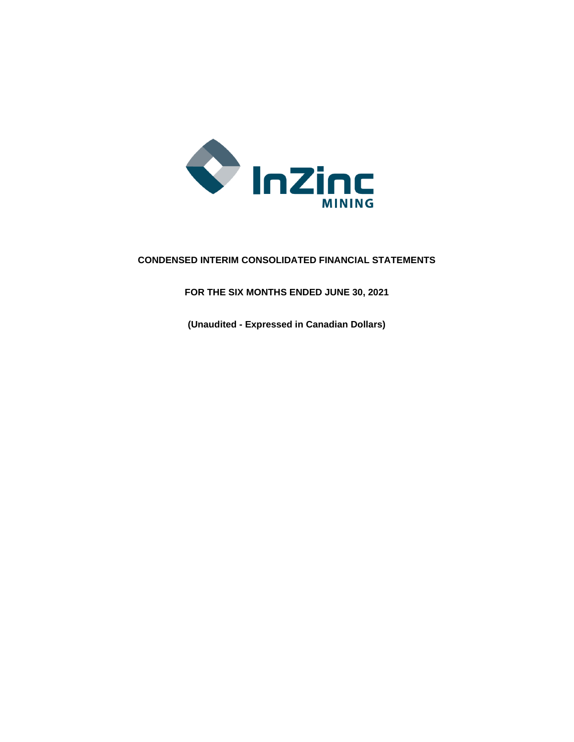InZinc
MINING

# CONDENSED INTERIM CONSOLIDATED FINANCIAL STATEMENTS

## FOR THE SIX MONTHS ENDED JUNE 30, 2021

**(Unaudited - Expressed in Canadian Dollars)**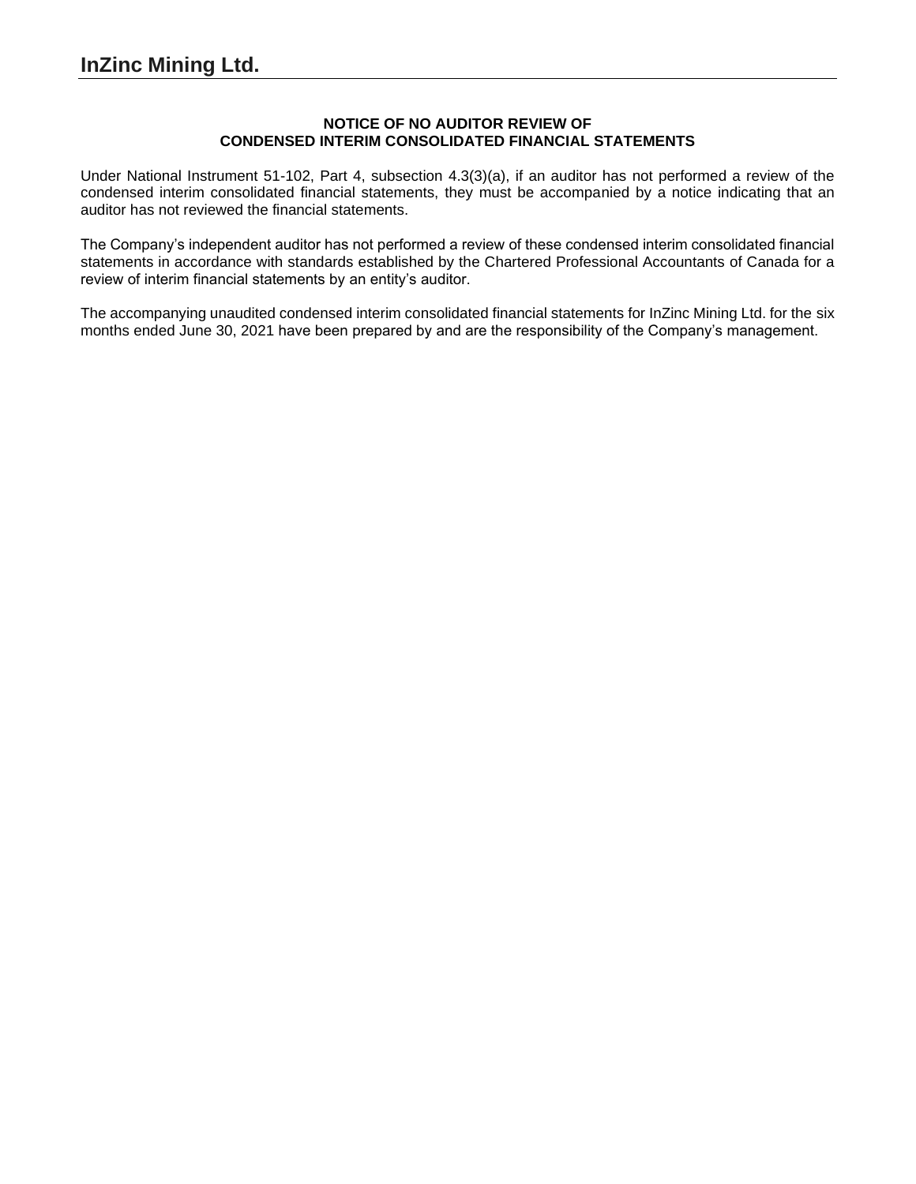# InZinc Mining Ltd.

**NOTICE OF NO AUDITOR REVIEW OF
CONDENSED INTERIM CONSOLIDATED FINANCIAL STATEMENTS**

Under National Instrument 51-102, Part 4, subsection 4.3(3)(a), if an auditor has not performed a review of the condensed interim consolidated financial statements, they must be accompanied by a notice indicating that an auditor has not reviewed the financial statements.

The Company's independent auditor has not performed a review of these condensed interim consolidated financial statements in accordance with standards established by the Chartered Professional Accountants of Canada for a review of interim financial statements by an entity's auditor.

The accompanying unaudited condensed interim consolidated financial statements for InZinc Mining Ltd. for the six months ended June 30, 2021 have been prepared by and are the responsibility of the Company's management.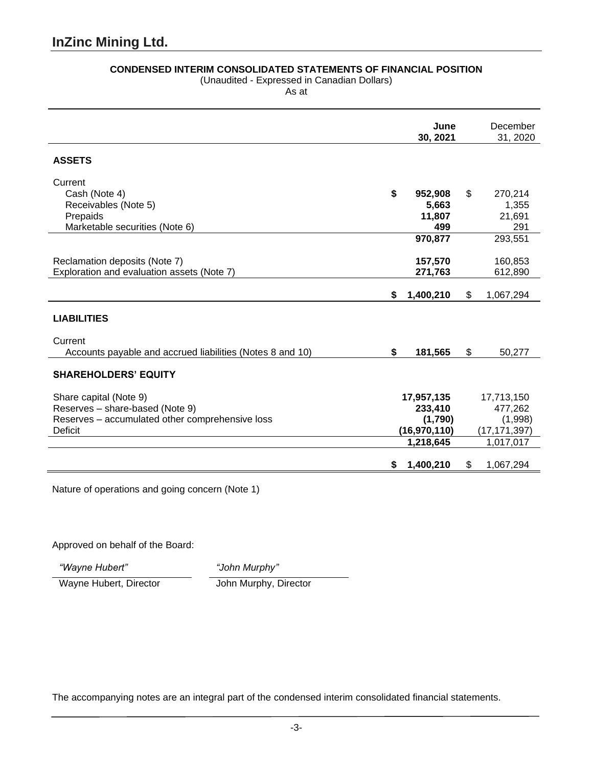# InZinc Mining Ltd.

**CONDENSED INTERIM CONSOLIDATED STATEMENTS OF FINANCIAL POSITION**
(Unaudited - Expressed in Canadian Dollars)
As at

| | **June 30, 2021** | December 31, 2020 |
|---|---|---|
| **ASSETS** | | |
| Current | | |
| Cash (Note 4) | **$ 952,908** | $ 270,214 |
| Receivables (Note 5) | **5,663** | 1,355 |
| Prepaids | **11,807** | 21,691 |
| Marketable securities (Note 6) | **499** | 291 |
| | **970,877** | 293,551 |
| Reclamation deposits (Note 7) | **157,570** | 160,853 |
| Exploration and evaluation assets (Note 7) | **271,763** | 612,890 |
| | **$ 1,400,210** | $ 1,067,294 |
| **LIABILITIES** | | |
| Current | | |
| Accounts payable and accrued liabilities (Notes 8 and 10) | **$ 181,565** | $ 50,277 |
| **SHAREHOLDERS' EQUITY** | | |
| Share capital (Note 9) | **17,957,135** | 17,713,150 |
| Reserves – share-based (Note 9) | **233,410** | 477,262 |
| Reserves – accumulated other comprehensive loss | **(1,790)** | (1,998) |
| Deficit | **(16,970,110)** | (17,171,397) |
| | **1,218,645** | 1,017,017 |
| | **$ 1,400,210** | $ 1,067,294 |

Nature of operations and going concern (Note 1)

Approved on behalf of the Board:

| *"Wayne Hubert"* | *"John Murphy"* |
|---|---|
| Wayne Hubert, Director | John Murphy, Director |

The accompanying notes are an integral part of the condensed interim consolidated financial statements.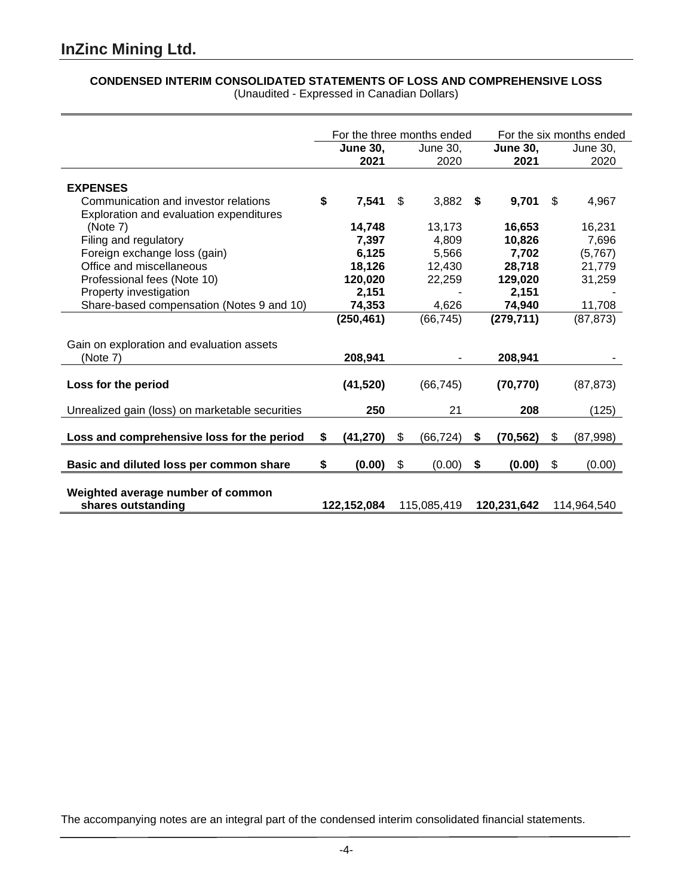# InZinc Mining Ltd.

**CONDENSED INTERIM CONSOLIDATED STATEMENTS OF LOSS AND COMPREHENSIVE LOSS**
(Unaudited - Expressed in Canadian Dollars)

| | For the three months ended | | For the six months ended | |
|---|---|---|---|---|
| | **June 30, 2021** | June 30, 2020 | **June 30, 2021** | June 30, 2020 |
| **EXPENSES** | | | | |
| Communication and investor relations | **$ 7,541** | $ 3,882 | **$ 9,701** | $ 4,967 |
| Exploration and evaluation expenditures (Note 7) | **14,748** | 13,173 | **16,653** | 16,231 |
| Filing and regulatory | **7,397** | 4,809 | **10,826** | 7,696 |
| Foreign exchange loss (gain) | **6,125** | 5,566 | **7,702** | (5,767) |
| Office and miscellaneous | **18,126** | 12,430 | **28,718** | 21,779 |
| Professional fees (Note 10) | **120,020** | 22,259 | **129,020** | 31,259 |
| Property investigation | **2,151** | - | **2,151** | - |
| Share-based compensation (Notes 9 and 10) | **74,353** | 4,626 | **74,940** | 11,708 |
| | **(250,461)** | (66,745) | **(279,711)** | (87,873) |
| Gain on exploration and evaluation assets (Note 7) | **208,941** | - | **208,941** | - |
| **Loss for the period** | **(41,520)** | (66,745) | **(70,770)** | (87,873) |
| Unrealized gain (loss) on marketable securities | **250** | 21 | **208** | (125) |
| **Loss and comprehensive loss for the period** | **$ (41,270)** | $ (66,724) | **$ (70,562)** | $ (87,998) |
| **Basic and diluted loss per common share** | **$ (0.00)** | $ (0.00) | **$ (0.00)** | $ (0.00) |
| **Weighted average number of common shares outstanding** | **122,152,084** | 115,085,419 | **120,231,642** | 114,964,540 |

The accompanying notes are an integral part of the condensed interim consolidated financial statements.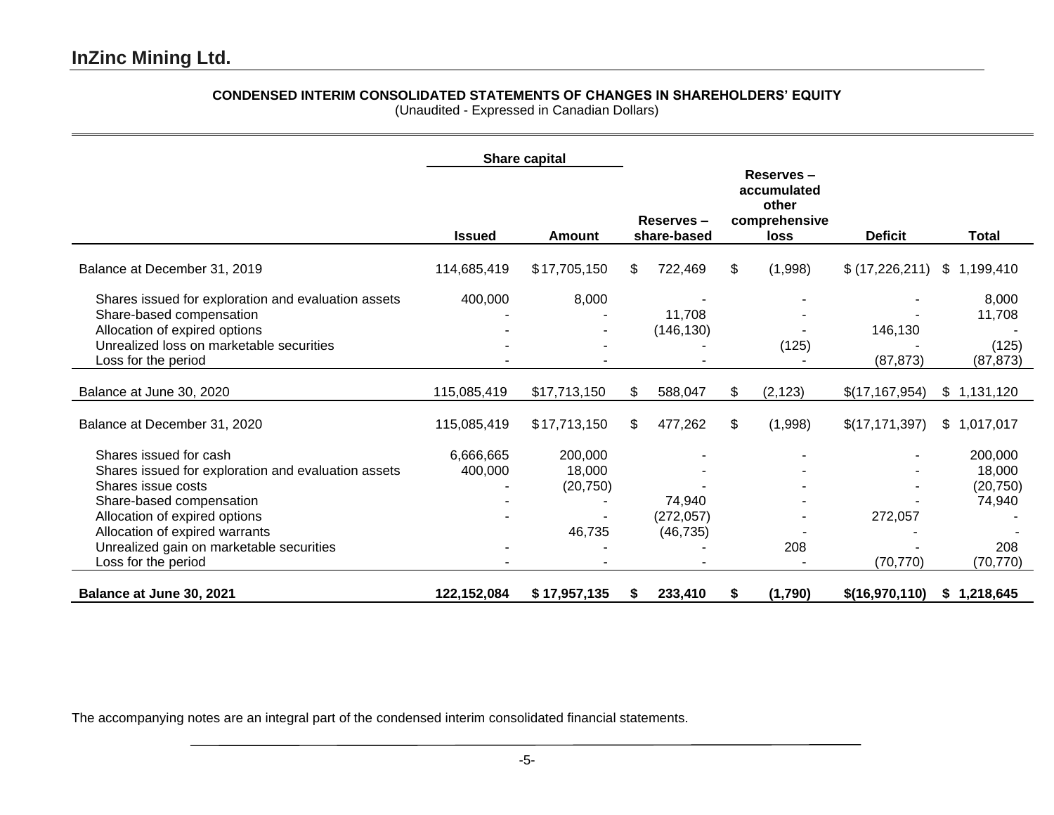## InZinc Mining Ltd.

**CONDENSED INTERIM CONSOLIDATED STATEMENTS OF CHANGES IN SHAREHOLDERS' EQUITY**
(Unaudited - Expressed in Canadian Dollars)

| | Share capital | | | | | |
|---|---|---|---|---|---|---|
| | **Issued** | **Amount** | **Reserves – share-based** | **Reserves – accumulated other comprehensive loss** | **Deficit** | **Total** |
| Balance at December 31, 2019 | 114,685,419 | $ 17,705,150 | $ 722,469 | $ (1,998) | $ (17,226,211) | $ 1,199,410 |
| Shares issued for exploration and evaluation assets | 400,000 | 8,000 | - | - | - | 8,000 |
| Share-based compensation | - | - | 11,708 | - | - | 11,708 |
| Allocation of expired options | - | - | (146,130) | - | 146,130 | - |
| Unrealized loss on marketable securities | - | - | - | (125) | - | (125) |
| Loss for the period | - | - | - | - | (87,873) | (87,873) |
| Balance at June 30, 2020 | 115,085,419 | $17,713,150 | $ 588,047 | $ (2,123) | $(17,167,954) | $ 1,131,120 |
| Balance at December 31, 2020 | 115,085,419 | $ 17,713,150 | $ 477,262 | $ (1,998) | $(17,171,397) | $ 1,017,017 |
| Shares issued for cash | 6,666,665 | 200,000 | - | - | - | 200,000 |
| Shares issued for exploration and evaluation assets | 400,000 | 18,000 | - | - | - | 18,000 |
| Shares issue costs | - | (20,750) | - | - | - | (20,750) |
| Share-based compensation | - | - | 74,940 | - | - | 74,940 |
| Allocation of expired options | - | - | (272,057) | - | 272,057 | - |
| Allocation of expired warrants | | 46,735 | (46,735) | - | - | - |
| Unrealized gain on marketable securities | - | - | - | 208 | - | 208 |
| Loss for the period | - | - | - | - | (70,770) | (70,770) |
| **Balance at June 30, 2021** | **122,152,084** | **$ 17,957,135** | **$ 233,410** | **$ (1,790)** | **$(16,970,110)** | **$ 1,218,645** |

The accompanying notes are an integral part of the condensed interim consolidated financial statements.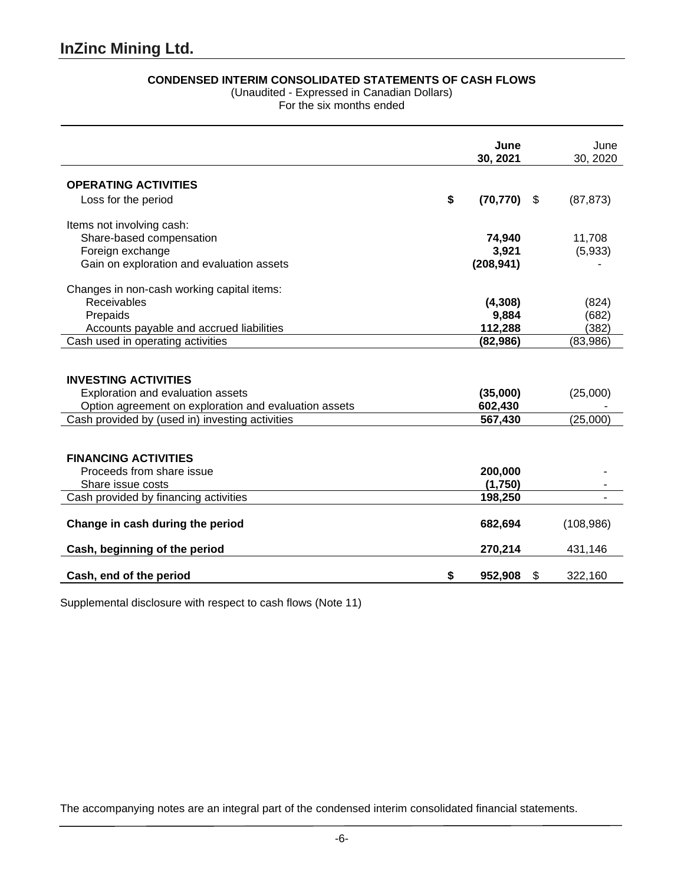# InZinc Mining Ltd.

**CONDENSED INTERIM CONSOLIDATED STATEMENTS OF CASH FLOWS**

(Unaudited - Expressed in Canadian Dollars)

For the six months ended

| | June 30, 2021 | June 30, 2020 |
|---|---|---|
| **OPERATING ACTIVITIES** | | |
| Loss for the period | **$ (70,770)** | $ (87,873) |
| Items not involving cash: | | |
| Share-based compensation | **74,940** | 11,708 |
| Foreign exchange | **3,921** | (5,933) |
| Gain on exploration and evaluation assets | **(208,941)** | - |
| Changes in non-cash working capital items: | | |
| Receivables | **(4,308)** | (824) |
| Prepaids | **9,884** | (682) |
| Accounts payable and accrued liabilities | **112,288** | (382) |
| Cash used in operating activities | **(82,986)** | (83,986) |
| **INVESTING ACTIVITIES** | | |
| Exploration and evaluation assets | **(35,000)** | (25,000) |
| Option agreement on exploration and evaluation assets | **602,430** | - |
| Cash provided by (used in) investing activities | **567,430** | (25,000) |
| **FINANCING ACTIVITIES** | | |
| Proceeds from share issue | **200,000** | - |
| Share issue costs | **(1,750)** | - |
| Cash provided by financing activities | **198,250** | - |
| **Change in cash during the period** | **682,694** | (108,986) |
| **Cash, beginning of the period** | **270,214** | 431,146 |
| **Cash, end of the period** | **$ 952,908** | $ 322,160 |

Supplemental disclosure with respect to cash flows (Note 11)

The accompanying notes are an integral part of the condensed interim consolidated financial statements.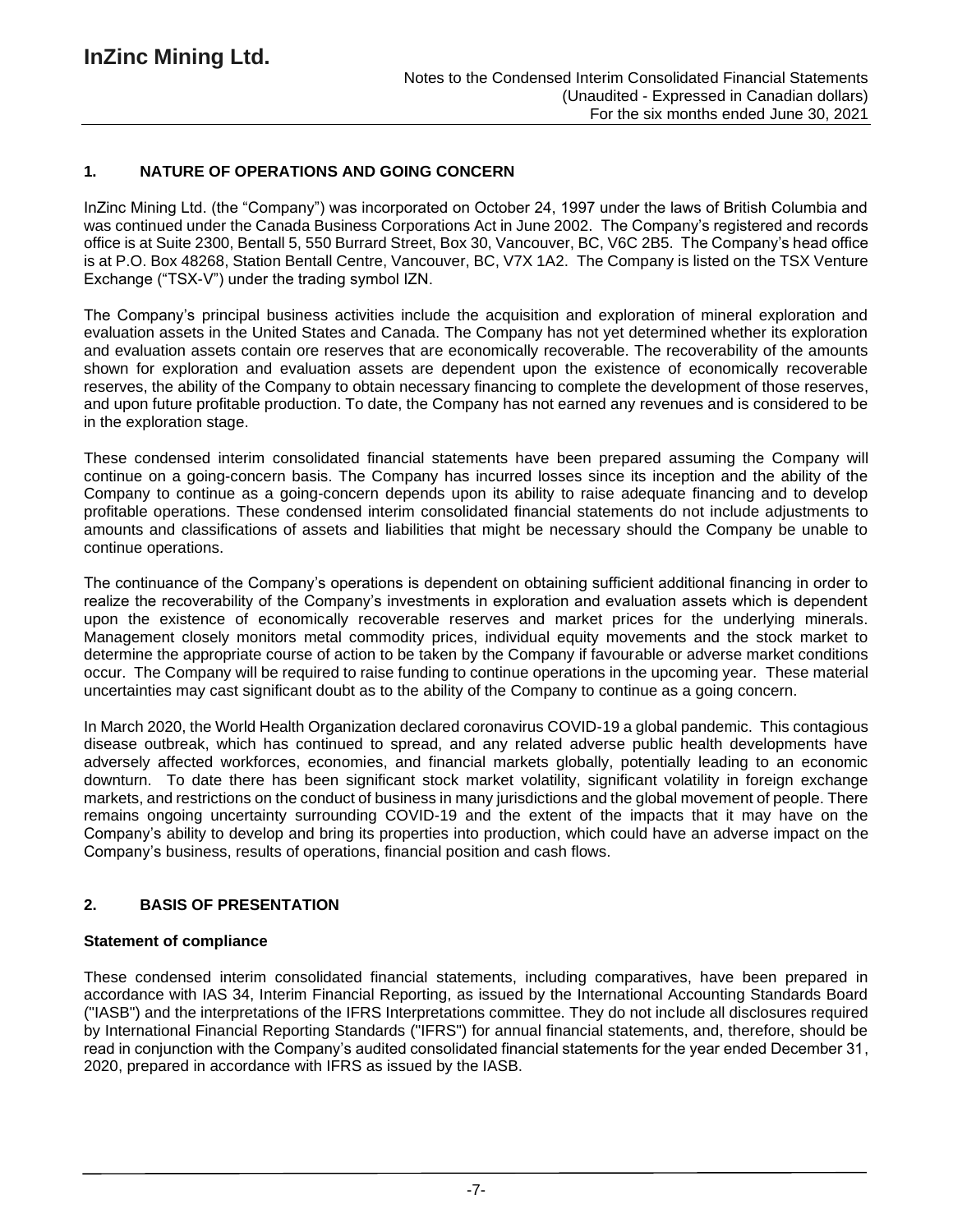## 1. NATURE OF OPERATIONS AND GOING CONCERN

InZinc Mining Ltd. (the "Company") was incorporated on October 24, 1997 under the laws of British Columbia and was continued under the Canada Business Corporations Act in June 2002. The Company's registered and records office is at Suite 2300, Bentall 5, 550 Burrard Street, Box 30, Vancouver, BC, V6C 2B5. The Company's head office is at P.O. Box 48268, Station Bentall Centre, Vancouver, BC, V7X 1A2. The Company is listed on the TSX Venture Exchange ("TSX-V") under the trading symbol IZN.

The Company's principal business activities include the acquisition and exploration of mineral exploration and evaluation assets in the United States and Canada. The Company has not yet determined whether its exploration and evaluation assets contain ore reserves that are economically recoverable. The recoverability of the amounts shown for exploration and evaluation assets are dependent upon the existence of economically recoverable reserves, the ability of the Company to obtain necessary financing to complete the development of those reserves, and upon future profitable production. To date, the Company has not earned any revenues and is considered to be in the exploration stage.

These condensed interim consolidated financial statements have been prepared assuming the Company will continue on a going-concern basis. The Company has incurred losses since its inception and the ability of the Company to continue as a going-concern depends upon its ability to raise adequate financing and to develop profitable operations. These condensed interim consolidated financial statements do not include adjustments to amounts and classifications of assets and liabilities that might be necessary should the Company be unable to continue operations.

The continuance of the Company's operations is dependent on obtaining sufficient additional financing in order to realize the recoverability of the Company's investments in exploration and evaluation assets which is dependent upon the existence of economically recoverable reserves and market prices for the underlying minerals. Management closely monitors metal commodity prices, individual equity movements and the stock market to determine the appropriate course of action to be taken by the Company if favourable or adverse market conditions occur. The Company will be required to raise funding to continue operations in the upcoming year. These material uncertainties may cast significant doubt as to the ability of the Company to continue as a going concern.

In March 2020, the World Health Organization declared coronavirus COVID-19 a global pandemic. This contagious disease outbreak, which has continued to spread, and any related adverse public health developments have adversely affected workforces, economies, and financial markets globally, potentially leading to an economic downturn. To date there has been significant stock market volatility, significant volatility in foreign exchange markets, and restrictions on the conduct of business in many jurisdictions and the global movement of people. There remains ongoing uncertainty surrounding COVID-19 and the extent of the impacts that it may have on the Company's ability to develop and bring its properties into production, which could have an adverse impact on the Company's business, results of operations, financial position and cash flows.

## 2. BASIS OF PRESENTATION

### Statement of compliance

These condensed interim consolidated financial statements, including comparatives, have been prepared in accordance with IAS 34, Interim Financial Reporting, as issued by the International Accounting Standards Board ("IASB") and the interpretations of the IFRS Interpretations committee. They do not include all disclosures required by International Financial Reporting Standards ("IFRS") for annual financial statements, and, therefore, should be read in conjunction with the Company's audited consolidated financial statements for the year ended December 31, 2020, prepared in accordance with IFRS as issued by the IASB.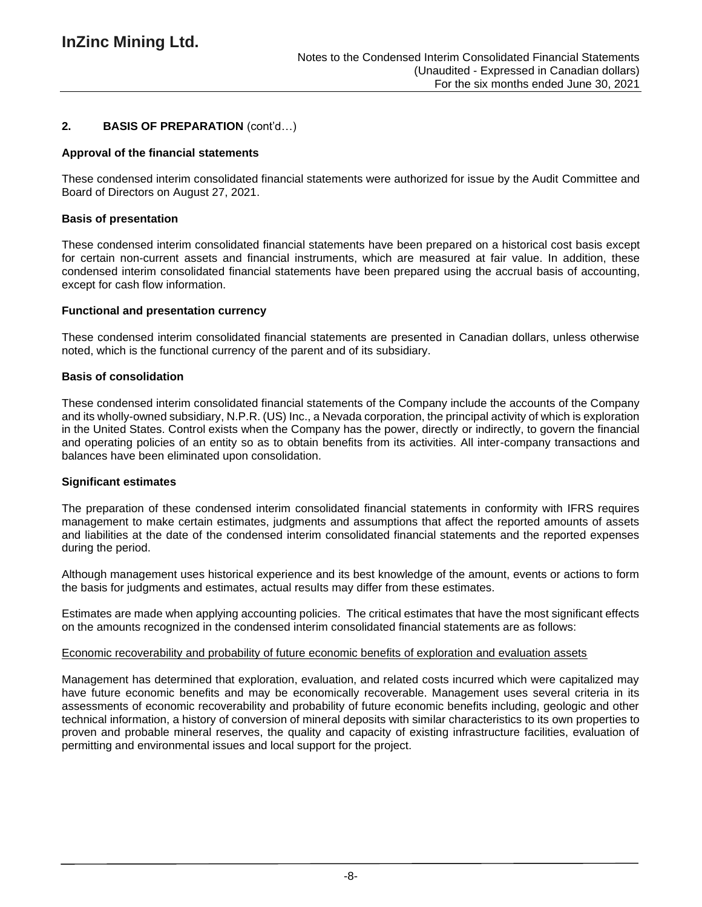## 2. BASIS OF PREPARATION (cont'd…)

**Approval of the financial statements**

These condensed interim consolidated financial statements were authorized for issue by the Audit Committee and Board of Directors on August 27, 2021.

**Basis of presentation**

These condensed interim consolidated financial statements have been prepared on a historical cost basis except for certain non-current assets and financial instruments, which are measured at fair value. In addition, these condensed interim consolidated financial statements have been prepared using the accrual basis of accounting, except for cash flow information.

**Functional and presentation currency**

These condensed interim consolidated financial statements are presented in Canadian dollars, unless otherwise noted, which is the functional currency of the parent and of its subsidiary.

**Basis of consolidation**

These condensed interim consolidated financial statements of the Company include the accounts of the Company and its wholly-owned subsidiary, N.P.R. (US) Inc., a Nevada corporation, the principal activity of which is exploration in the United States. Control exists when the Company has the power, directly or indirectly, to govern the financial and operating policies of an entity so as to obtain benefits from its activities. All inter-company transactions and balances have been eliminated upon consolidation.

**Significant estimates**

The preparation of these condensed interim consolidated financial statements in conformity with IFRS requires management to make certain estimates, judgments and assumptions that affect the reported amounts of assets and liabilities at the date of the condensed interim consolidated financial statements and the reported expenses during the period.

Although management uses historical experience and its best knowledge of the amount, events or actions to form the basis for judgments and estimates, actual results may differ from these estimates.

Estimates are made when applying accounting policies. The critical estimates that have the most significant effects on the amounts recognized in the condensed interim consolidated financial statements are as follows:

Economic recoverability and probability of future economic benefits of exploration and evaluation assets

Management has determined that exploration, evaluation, and related costs incurred which were capitalized may have future economic benefits and may be economically recoverable. Management uses several criteria in its assessments of economic recoverability and probability of future economic benefits including, geologic and other technical information, a history of conversion of mineral deposits with similar characteristics to its own properties to proven and probable mineral reserves, the quality and capacity of existing infrastructure facilities, evaluation of permitting and environmental issues and local support for the project.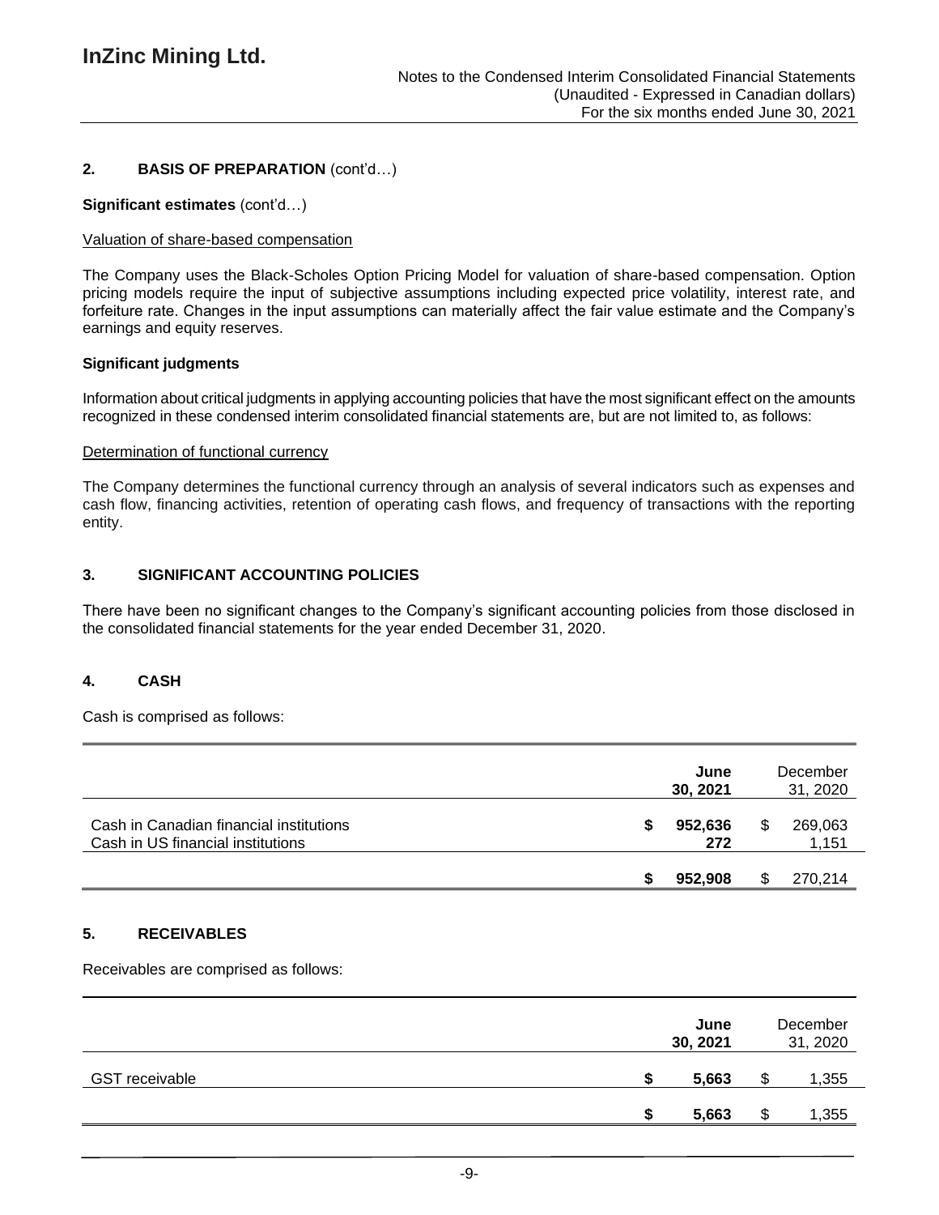## 2. BASIS OF PREPARATION (cont'd…)

**Significant estimates** (cont'd…)

Valuation of share-based compensation

The Company uses the Black-Scholes Option Pricing Model for valuation of share-based compensation. Option pricing models require the input of subjective assumptions including expected price volatility, interest rate, and forfeiture rate. Changes in the input assumptions can materially affect the fair value estimate and the Company's earnings and equity reserves.

**Significant judgments**

Information about critical judgments in applying accounting policies that have the most significant effect on the amounts recognized in these condensed interim consolidated financial statements are, but are not limited to, as follows:

Determination of functional currency

The Company determines the functional currency through an analysis of several indicators such as expenses and cash flow, financing activities, retention of operating cash flows, and frequency of transactions with the reporting entity.

## 3. SIGNIFICANT ACCOUNTING POLICIES

There have been no significant changes to the Company's significant accounting policies from those disclosed in the consolidated financial statements for the year ended December 31, 2020.

## 4. CASH

Cash is comprised as follows:

| | **June 30, 2021** | December 31, 2020 |
|---|---|---|
| Cash in Canadian financial institutions | **$ 952,636** | $ 269,063 |
| Cash in US financial institutions | **272** | 1,151 |
| | **$ 952,908** | $ 270,214 |

## 5. RECEIVABLES

Receivables are comprised as follows:

| | **June 30, 2021** | December 31, 2020 |
|---|---|---|
| GST receivable | **$ 5,663** | $ 1,355 |
| | **$ 5,663** | $ 1,355 |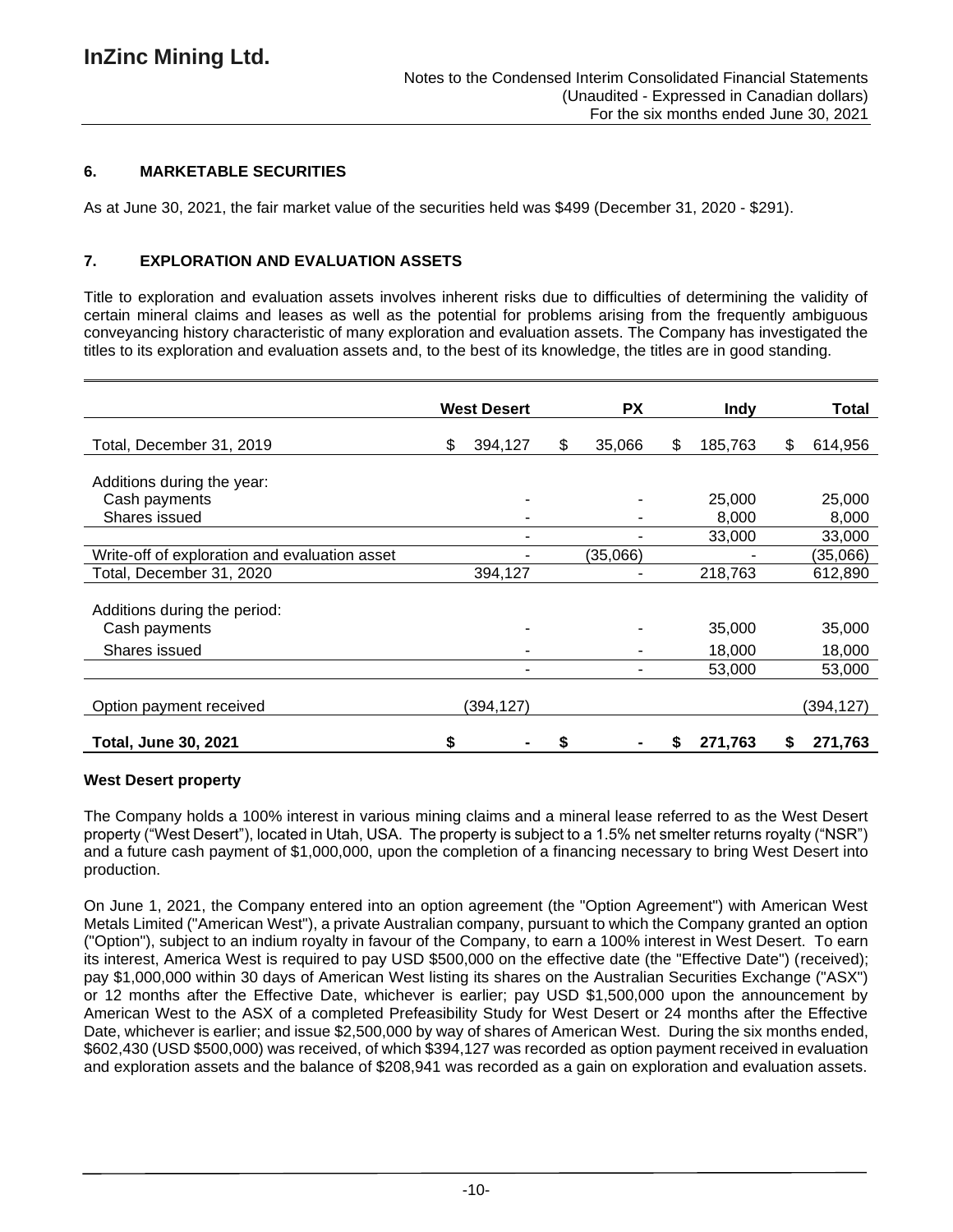## 6. MARKETABLE SECURITIES

As at June 30, 2021, the fair market value of the securities held was $499 (December 31, 2020 - $291).

## 7. EXPLORATION AND EVALUATION ASSETS

Title to exploration and evaluation assets involves inherent risks due to difficulties of determining the validity of certain mineral claims and leases as well as the potential for problems arising from the frequently ambiguous conveyancing history characteristic of many exploration and evaluation assets. The Company has investigated the titles to its exploration and evaluation assets and, to the best of its knowledge, the titles are in good standing.

| | West Desert | PX | Indy | Total |
|---|---|---|---|---|
| Total, December 31, 2019 | $ 394,127 | $ 35,066 | $ 185,763 | $ 614,956 |
| Additions during the year: | | | | |
| Cash payments | - | - | 25,000 | 25,000 |
| Shares issued | - | - | 8,000 | 8,000 |
| | - | - | 33,000 | 33,000 |
| Write-off of exploration and evaluation asset | - | (35,066) | - | (35,066) |
| Total, December 31, 2020 | 394,127 | - | 218,763 | 612,890 |
| Additions during the period: | | | | |
| Cash payments | - | - | 35,000 | 35,000 |
| Shares issued | - | - | 18,000 | 18,000 |
| | - | - | 53,000 | 53,000 |
| Option payment received | (394,127) | | | (394,127) |
| **Total, June 30, 2021** | **$ -** | **$ -** | **$ 271,763** | **$ 271,763** |

### West Desert property

The Company holds a 100% interest in various mining claims and a mineral lease referred to as the West Desert property ("West Desert"), located in Utah, USA. The property is subject to a 1.5% net smelter returns royalty ("NSR") and a future cash payment of $1,000,000, upon the completion of a financing necessary to bring West Desert into production.

On June 1, 2021, the Company entered into an option agreement (the "Option Agreement") with American West Metals Limited ("American West"), a private Australian company, pursuant to which the Company granted an option ("Option"), subject to an indium royalty in favour of the Company, to earn a 100% interest in West Desert. To earn its interest, America West is required to pay USD $500,000 on the effective date (the "Effective Date") (received); pay $1,000,000 within 30 days of American West listing its shares on the Australian Securities Exchange ("ASX") or 12 months after the Effective Date, whichever is earlier; pay USD $1,500,000 upon the announcement by American West to the ASX of a completed Prefeasibility Study for West Desert or 24 months after the Effective Date, whichever is earlier; and issue $2,500,000 by way of shares of American West. During the six months ended, $602,430 (USD $500,000) was received, of which $394,127 was recorded as option payment received in evaluation and exploration assets and the balance of $208,941 was recorded as a gain on exploration and evaluation assets.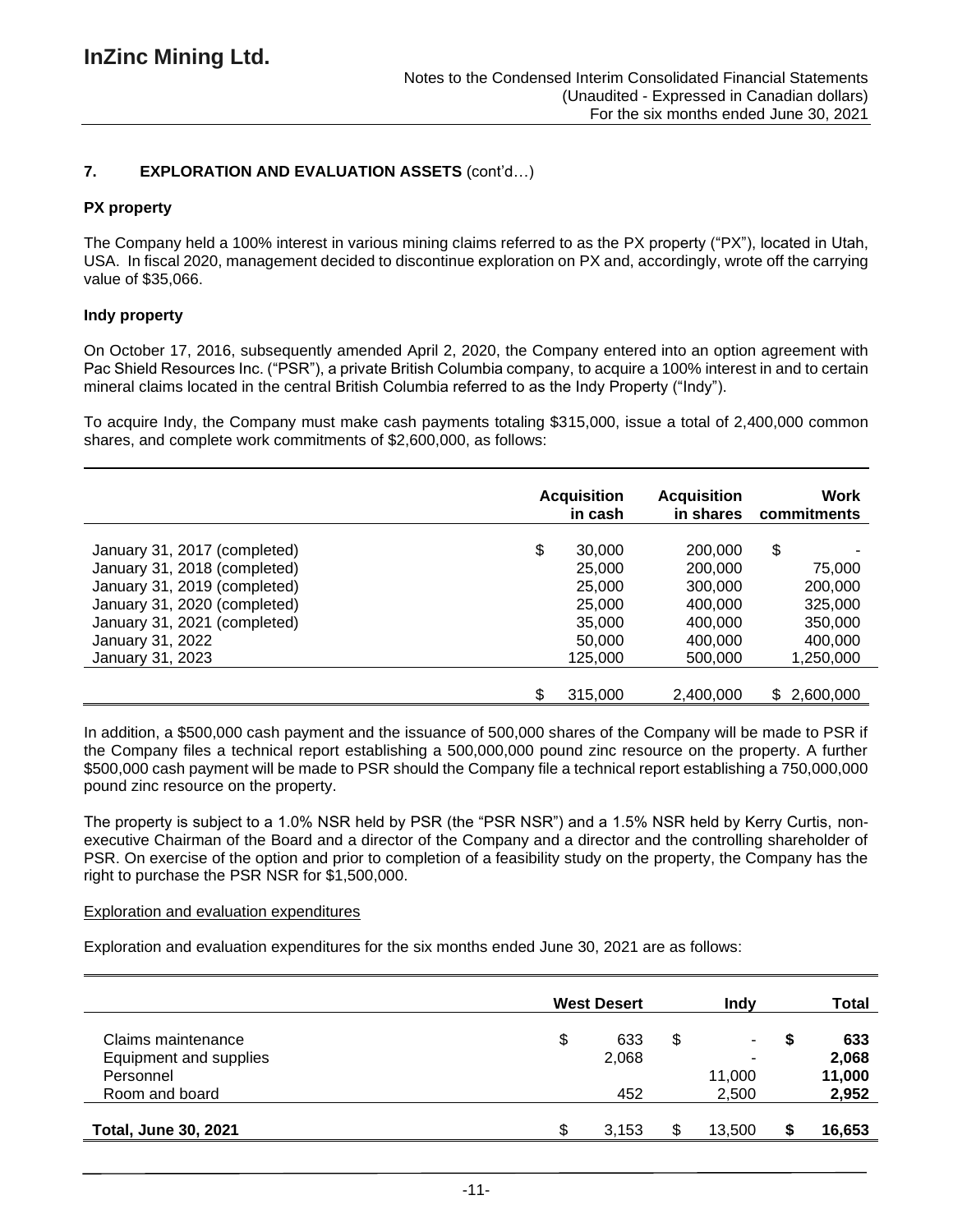## 7. EXPLORATION AND EVALUATION ASSETS (cont'd…)

### PX property

The Company held a 100% interest in various mining claims referred to as the PX property ("PX"), located in Utah, USA. In fiscal 2020, management decided to discontinue exploration on PX and, accordingly, wrote off the carrying value of $35,066.

### Indy property

On October 17, 2016, subsequently amended April 2, 2020, the Company entered into an option agreement with Pac Shield Resources Inc. ("PSR"), a private British Columbia company, to acquire a 100% interest in and to certain mineral claims located in the central British Columbia referred to as the Indy Property ("Indy").

To acquire Indy, the Company must make cash payments totaling $315,000, issue a total of 2,400,000 common shares, and complete work commitments of $2,600,000, as follows:

| | Acquisition in cash | Acquisition in shares | Work commitments |
|---|---|---|---|
| January 31, 2017 (completed) | $ 30,000 | 200,000 | $ - |
| January 31, 2018 (completed) | 25,000 | 200,000 | 75,000 |
| January 31, 2019 (completed) | 25,000 | 300,000 | 200,000 |
| January 31, 2020 (completed) | 25,000 | 400,000 | 325,000 |
| January 31, 2021 (completed) | 35,000 | 400,000 | 350,000 |
| January 31, 2022 | 50,000 | 400,000 | 400,000 |
| January 31, 2023 | 125,000 | 500,000 | 1,250,000 |
| | $ 315,000 | 2,400,000 | $ 2,600,000 |

In addition, a $500,000 cash payment and the issuance of 500,000 shares of the Company will be made to PSR if the Company files a technical report establishing a 500,000,000 pound zinc resource on the property. A further $500,000 cash payment will be made to PSR should the Company file a technical report establishing a 750,000,000 pound zinc resource on the property.

The property is subject to a 1.0% NSR held by PSR (the "PSR NSR") and a 1.5% NSR held by Kerry Curtis, non-executive Chairman of the Board and a director of the Company and a director and the controlling shareholder of PSR. On exercise of the option and prior to completion of a feasibility study on the property, the Company has the right to purchase the PSR NSR for $1,500,000.

Exploration and evaluation expenditures

Exploration and evaluation expenditures for the six months ended June 30, 2021 are as follows:

| | West Desert | Indy | Total |
|---|---|---|---|
| Claims maintenance | $ 633 | $ - | **$ 633** |
| Equipment and supplies | 2,068 | - | **2,068** |
| Personnel | | 11,000 | **11,000** |
| Room and board | 452 | 2,500 | **2,952** |
| **Total, June 30, 2021** | $ 3,153 | $ 13,500 | **$ 16,653** |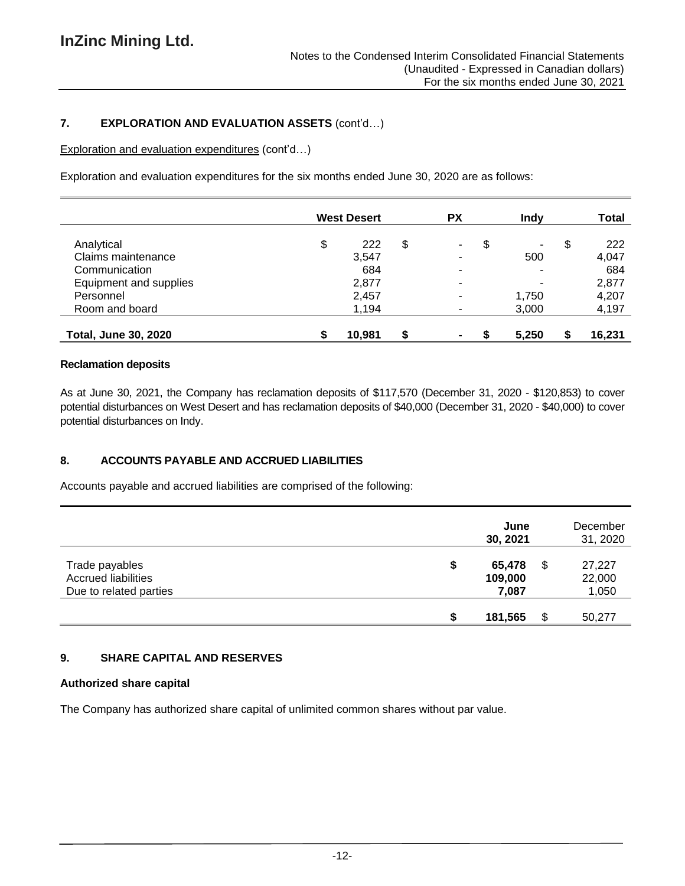## 7. EXPLORATION AND EVALUATION ASSETS (cont'd…)

Exploration and evaluation expenditures (cont'd…)

Exploration and evaluation expenditures for the six months ended June 30, 2020 are as follows:

| | West Desert | PX | Indy | Total |
|---|---|---|---|---|
| Analytical | $ 222 | $ - | $ - | $ 222 |
| Claims maintenance | 3,547 | - | 500 | 4,047 |
| Communication | 684 | - | - | 684 |
| Equipment and supplies | 2,877 | - | - | 2,877 |
| Personnel | 2,457 | - | 1,750 | 4,207 |
| Room and board | 1,194 | - | 3,000 | 4,197 |
| **Total, June 30, 2020** | **$ 10,981** | **$ -** | **$ 5,250** | **$ 16,231** |

**Reclamation deposits**

As at June 30, 2021, the Company has reclamation deposits of $117,570 (December 31, 2020 - $120,853) to cover potential disturbances on West Desert and has reclamation deposits of $40,000 (December 31, 2020 - $40,000) to cover potential disturbances on Indy.

## 8. ACCOUNTS PAYABLE AND ACCRUED LIABILITIES

Accounts payable and accrued liabilities are comprised of the following:

| | June 30, 2021 | December 31, 2020 |
|---|---|---|
| Trade payables | **$ 65,478** | $ 27,227 |
| Accrued liabilities | **109,000** | 22,000 |
| Due to related parties | **7,087** | 1,050 |
| | **$ 181,565** | $ 50,277 |

## 9. SHARE CAPITAL AND RESERVES

**Authorized share capital**

The Company has authorized share capital of unlimited common shares without par value.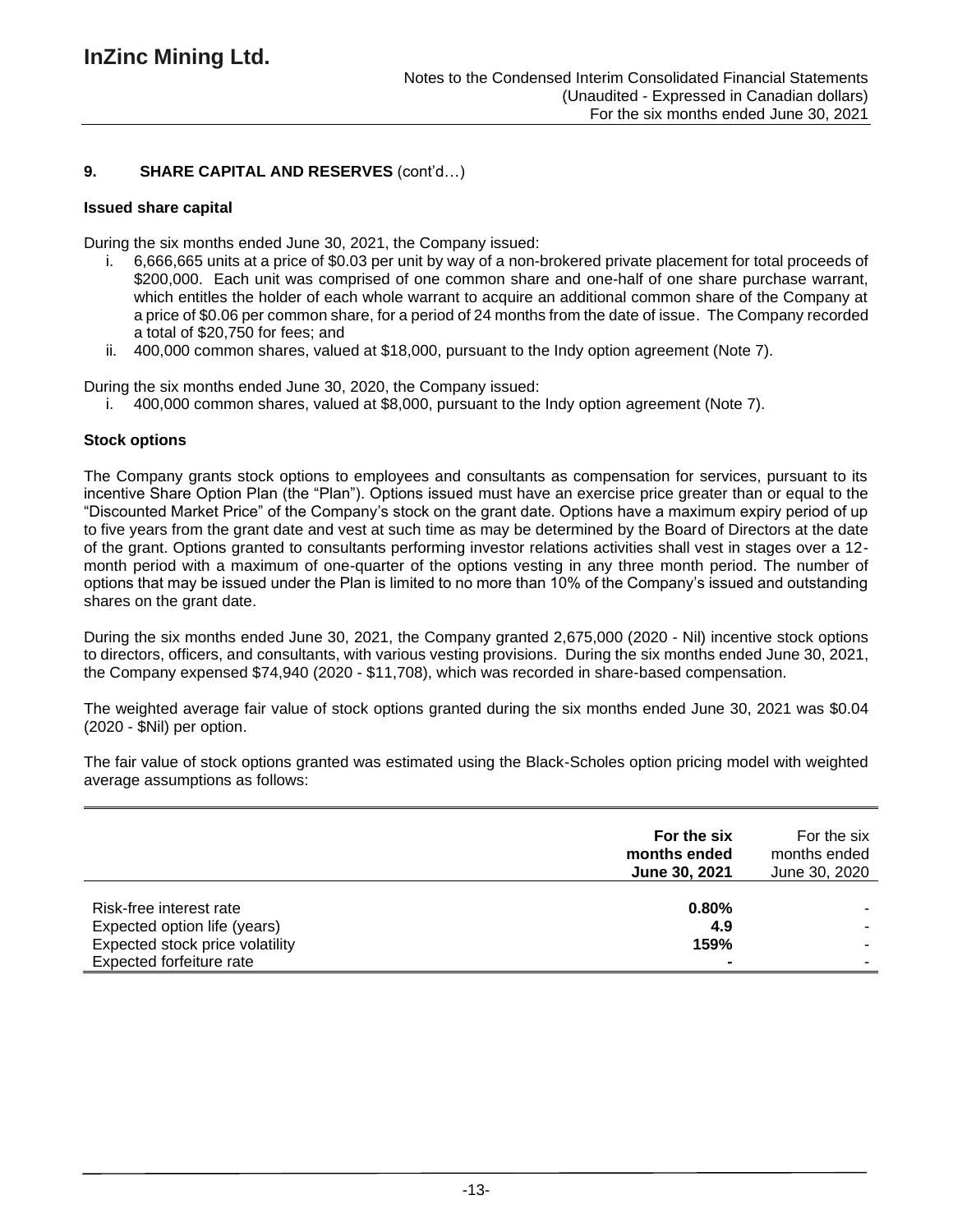## 9. SHARE CAPITAL AND RESERVES (cont'd…)

### Issued share capital

During the six months ended June 30, 2021, the Company issued:

i. 6,666,665 units at a price of $0.03 per unit by way of a non-brokered private placement for total proceeds of $200,000. Each unit was comprised of one common share and one-half of one share purchase warrant, which entitles the holder of each whole warrant to acquire an additional common share of the Company at a price of $0.06 per common share, for a period of 24 months from the date of issue. The Company recorded a total of $20,750 for fees; and
ii. 400,000 common shares, valued at $18,000, pursuant to the Indy option agreement (Note 7).

During the six months ended June 30, 2020, the Company issued:

i. 400,000 common shares, valued at $8,000, pursuant to the Indy option agreement (Note 7).

### Stock options

The Company grants stock options to employees and consultants as compensation for services, pursuant to its incentive Share Option Plan (the "Plan"). Options issued must have an exercise price greater than or equal to the "Discounted Market Price" of the Company's stock on the grant date. Options have a maximum expiry period of up to five years from the grant date and vest at such time as may be determined by the Board of Directors at the date of the grant. Options granted to consultants performing investor relations activities shall vest in stages over a 12-month period with a maximum of one-quarter of the options vesting in any three month period. The number of options that may be issued under the Plan is limited to no more than 10% of the Company's issued and outstanding shares on the grant date.

During the six months ended June 30, 2021, the Company granted 2,675,000 (2020 - Nil) incentive stock options to directors, officers, and consultants, with various vesting provisions. During the six months ended June 30, 2021, the Company expensed $74,940 (2020 - $11,708), which was recorded in share-based compensation.

The weighted average fair value of stock options granted during the six months ended June 30, 2021 was $0.04 (2020 - $Nil) per option.

The fair value of stock options granted was estimated using the Black-Scholes option pricing model with weighted average assumptions as follows:

| | **For the six months ended June 30, 2021** | For the six months ended June 30, 2020 |
|---|---|---|
| Risk-free interest rate | **0.80%** | - |
| Expected option life (years) | **4.9** | - |
| Expected stock price volatility | **159%** | - |
| Expected forfeiture rate | **-** | - |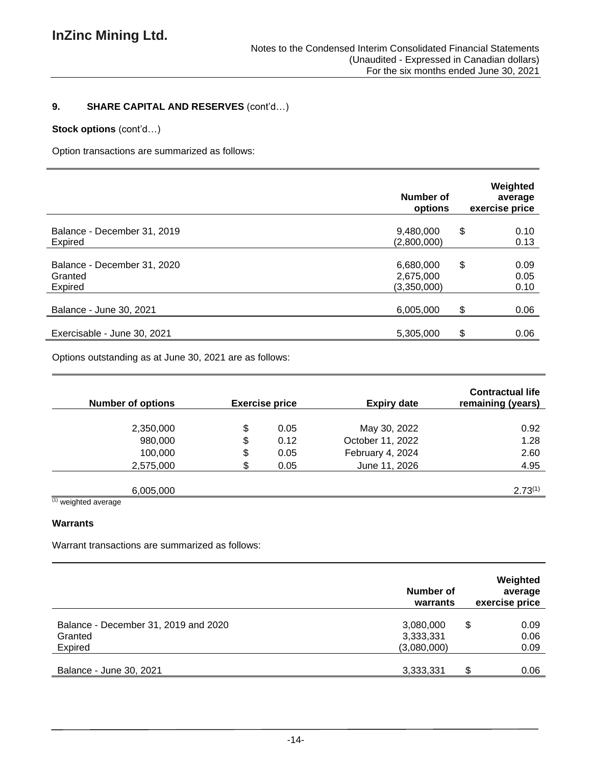## 9. SHARE CAPITAL AND RESERVES (cont'd…)

**Stock options** (cont'd…)

Option transactions are summarized as follows:

| | Number of options | Weighted average exercise price |
|---|---|---|
| Balance - December 31, 2019 | 9,480,000 | $ 0.10 |
| Expired | (2,800,000) | 0.13 |
| Balance - December 31, 2020 | 6,680,000 | $ 0.09 |
| Granted | 2,675,000 | 0.05 |
| Expired | (3,350,000) | 0.10 |
| Balance - June 30, 2021 | 6,005,000 | $ 0.06 |
| Exercisable - June 30, 2021 | 5,305,000 | $ 0.06 |

Options outstanding as at June 30, 2021 are as follows:

| Number of options | Exercise price | Expiry date | Contractual life remaining (years) |
|---|---|---|---|
| 2,350,000 | $ 0.05 | May 30, 2022 | 0.92 |
| 980,000 | $ 0.12 | October 11, 2022 | 1.28 |
| 100,000 | $ 0.05 | February 4, 2024 | 2.60 |
| 2,575,000 | $ 0.05 | June 11, 2026 | 4.95 |
| 6,005,000 | | | 2.73(1) |

(1) weighted average

**Warrants**

Warrant transactions are summarized as follows:

| | Number of warrants | Weighted average exercise price |
|---|---|---|
| Balance - December 31, 2019 and 2020 | 3,080,000 | $ 0.09 |
| Granted | 3,333,331 | 0.06 |
| Expired | (3,080,000) | 0.09 |
| Balance - June 30, 2021 | 3,333,331 | $ 0.06 |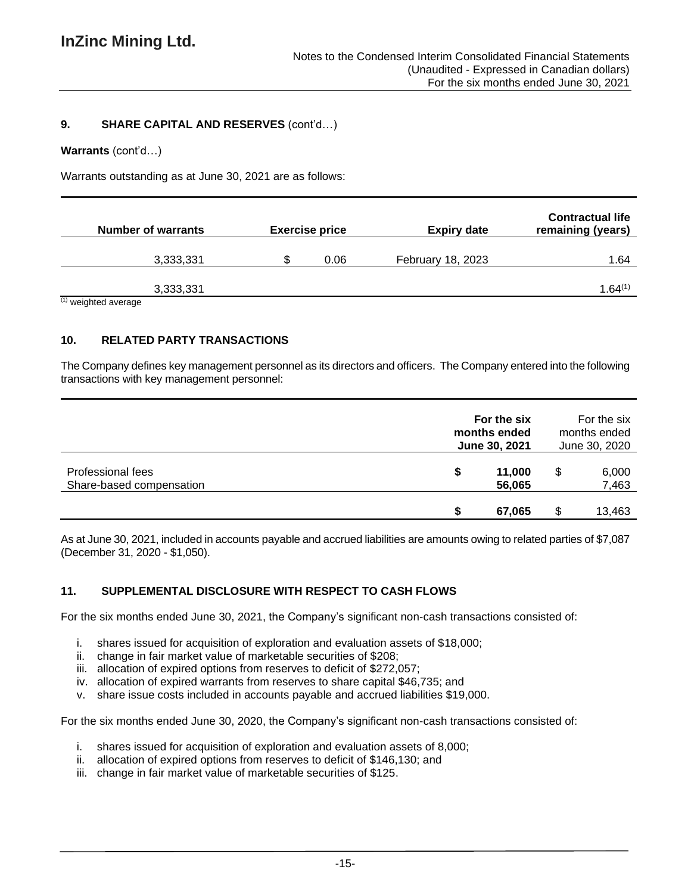## 9. SHARE CAPITAL AND RESERVES (cont'd…)

**Warrants** (cont'd…)

Warrants outstanding as at June 30, 2021 are as follows:

| Number of warrants | Exercise price | Expiry date | Contractual life remaining (years) |
|---|---|---|---|
| 3,333,331 | $ 0.06 | February 18, 2023 | 1.64 |
| 3,333,331 | | | 1.64[1] |

[1] weighted average

## 10. RELATED PARTY TRANSACTIONS

The Company defines key management personnel as its directors and officers. The Company entered into the following transactions with key management personnel:

| | For the six months ended June 30, 2021 | For the six months ended June 30, 2020 |
|---|---|---|
| Professional fees | $ 11,000 | $ 6,000 |
| Share-based compensation | 56,065 | 7,463 |
| | $ 67,065 | $ 13,463 |

As at June 30, 2021, included in accounts payable and accrued liabilities are amounts owing to related parties of $7,087 (December 31, 2020 - $1,050).

## 11. SUPPLEMENTAL DISCLOSURE WITH RESPECT TO CASH FLOWS

For the six months ended June 30, 2021, the Company's significant non-cash transactions consisted of:

i. shares issued for acquisition of exploration and evaluation assets of $18,000;
ii. change in fair market value of marketable securities of $208;
iii. allocation of expired options from reserves to deficit of $272,057;
iv. allocation of expired warrants from reserves to share capital $46,735; and
v. share issue costs included in accounts payable and accrued liabilities $19,000.

For the six months ended June 30, 2020, the Company's significant non-cash transactions consisted of:

i. shares issued for acquisition of exploration and evaluation assets of 8,000;
ii. allocation of expired options from reserves to deficit of $146,130; and
iii. change in fair market value of marketable securities of $125.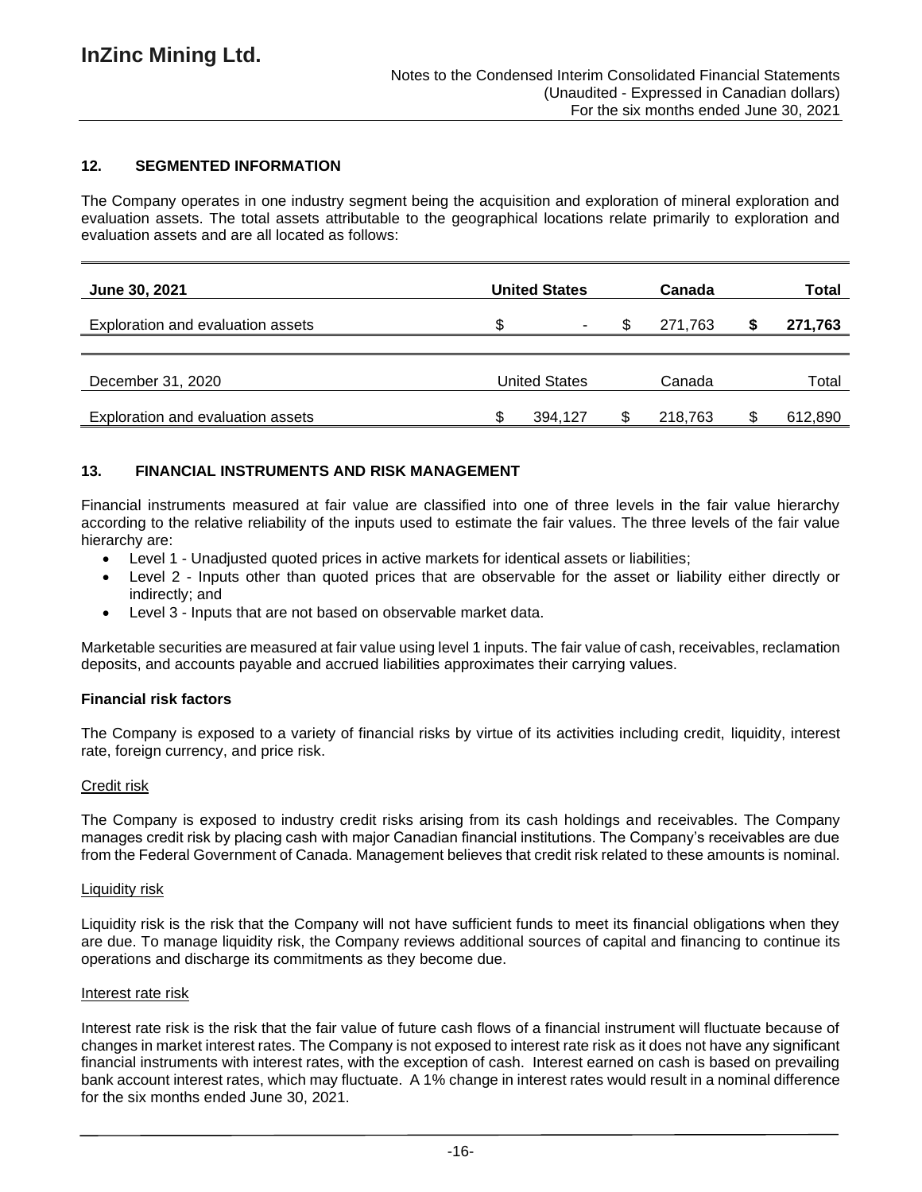## 12. SEGMENTED INFORMATION

The Company operates in one industry segment being the acquisition and exploration of mineral exploration and evaluation assets. The total assets attributable to the geographical locations relate primarily to exploration and evaluation assets and are all located as follows:

| June 30, 2021 | United States | Canada | Total |
|---|---|---|---|
| Exploration and evaluation assets | $ - | $ 271,763 | $ 271,763 |

| December 31, 2020 | United States | Canada | Total |
|---|---|---|---|
| Exploration and evaluation assets | $ 394,127 | $ 218,763 | $ 612,890 |

## 13. FINANCIAL INSTRUMENTS AND RISK MANAGEMENT

Financial instruments measured at fair value are classified into one of three levels in the fair value hierarchy according to the relative reliability of the inputs used to estimate the fair values. The three levels of the fair value hierarchy are:

- Level 1 - Unadjusted quoted prices in active markets for identical assets or liabilities;
- Level 2 - Inputs other than quoted prices that are observable for the asset or liability either directly or indirectly; and
- Level 3 - Inputs that are not based on observable market data.

Marketable securities are measured at fair value using level 1 inputs. The fair value of cash, receivables, reclamation deposits, and accounts payable and accrued liabilities approximates their carrying values.

### Financial risk factors

The Company is exposed to a variety of financial risks by virtue of its activities including credit, liquidity, interest rate, foreign currency, and price risk.

#### Credit risk

The Company is exposed to industry credit risks arising from its cash holdings and receivables. The Company manages credit risk by placing cash with major Canadian financial institutions. The Company's receivables are due from the Federal Government of Canada. Management believes that credit risk related to these amounts is nominal.

#### Liquidity risk

Liquidity risk is the risk that the Company will not have sufficient funds to meet its financial obligations when they are due. To manage liquidity risk, the Company reviews additional sources of capital and financing to continue its operations and discharge its commitments as they become due.

#### Interest rate risk

Interest rate risk is the risk that the fair value of future cash flows of a financial instrument will fluctuate because of changes in market interest rates. The Company is not exposed to interest rate risk as it does not have any significant financial instruments with interest rates, with the exception of cash. Interest earned on cash is based on prevailing bank account interest rates, which may fluctuate. A 1% change in interest rates would result in a nominal difference for the six months ended June 30, 2021.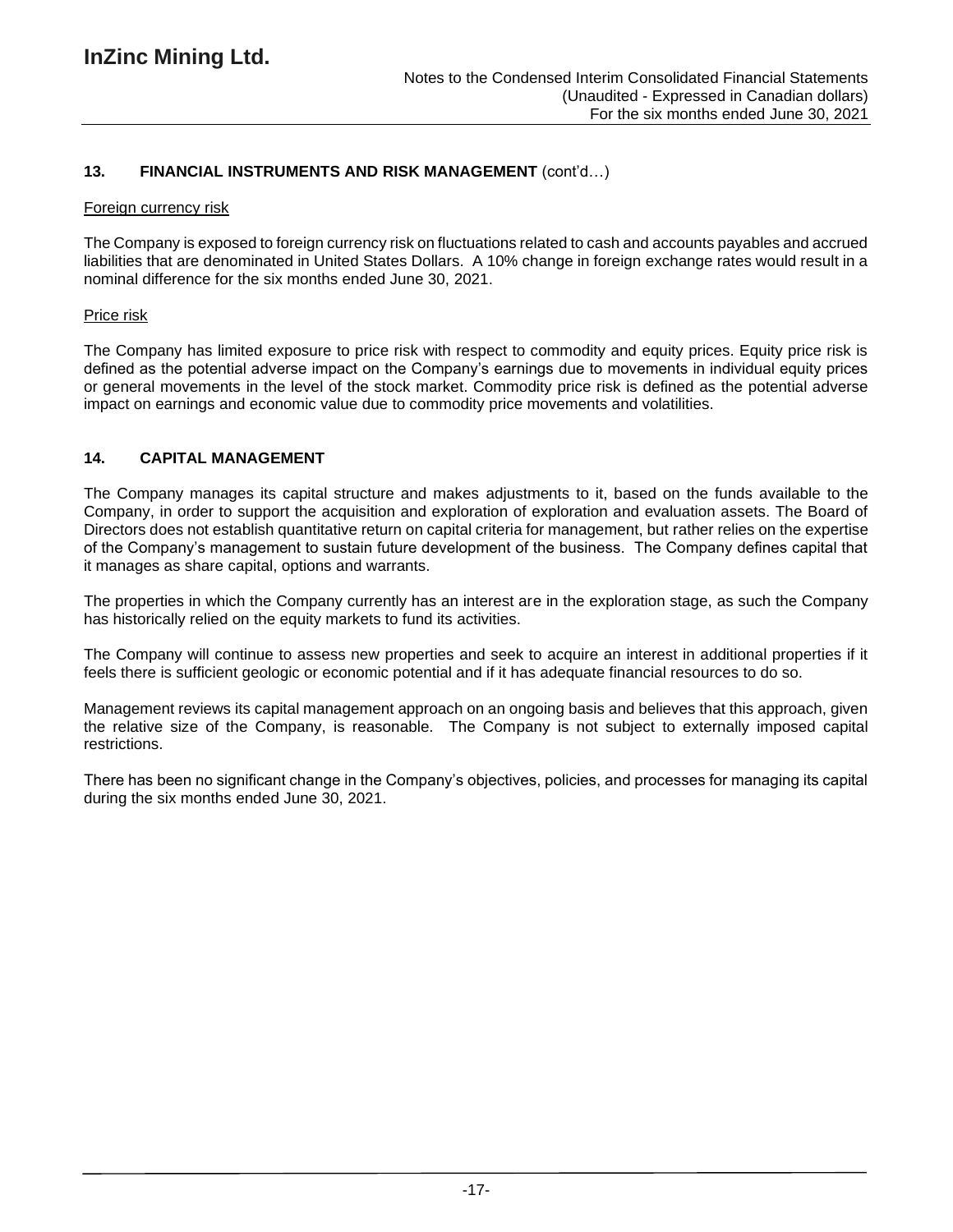## 13. FINANCIAL INSTRUMENTS AND RISK MANAGEMENT (cont'd…)

Foreign currency risk

The Company is exposed to foreign currency risk on fluctuations related to cash and accounts payables and accrued liabilities that are denominated in United States Dollars. A 10% change in foreign exchange rates would result in a nominal difference for the six months ended June 30, 2021.

Price risk

The Company has limited exposure to price risk with respect to commodity and equity prices. Equity price risk is defined as the potential adverse impact on the Company's earnings due to movements in individual equity prices or general movements in the level of the stock market. Commodity price risk is defined as the potential adverse impact on earnings and economic value due to commodity price movements and volatilities.

## 14. CAPITAL MANAGEMENT

The Company manages its capital structure and makes adjustments to it, based on the funds available to the Company, in order to support the acquisition and exploration of exploration and evaluation assets. The Board of Directors does not establish quantitative return on capital criteria for management, but rather relies on the expertise of the Company's management to sustain future development of the business. The Company defines capital that it manages as share capital, options and warrants.

The properties in which the Company currently has an interest are in the exploration stage, as such the Company has historically relied on the equity markets to fund its activities.

The Company will continue to assess new properties and seek to acquire an interest in additional properties if it feels there is sufficient geologic or economic potential and if it has adequate financial resources to do so.

Management reviews its capital management approach on an ongoing basis and believes that this approach, given the relative size of the Company, is reasonable. The Company is not subject to externally imposed capital restrictions.

There has been no significant change in the Company's objectives, policies, and processes for managing its capital during the six months ended June 30, 2021.